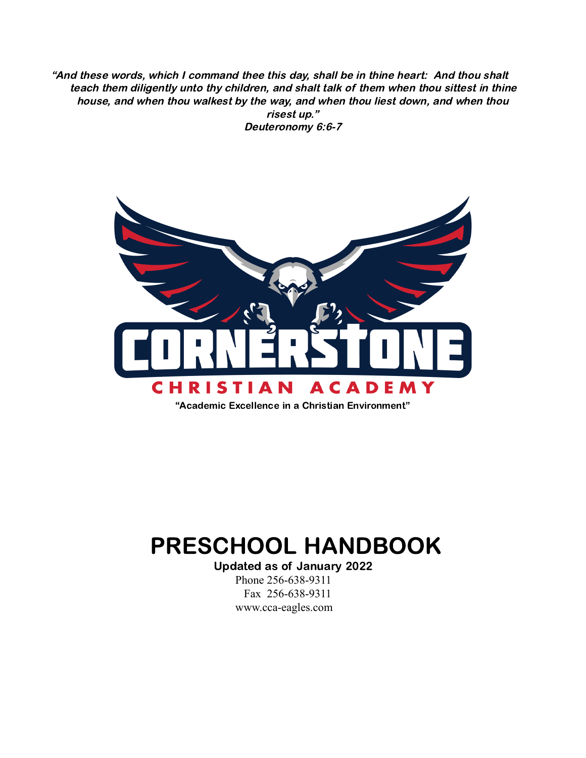***"And these words, which I command thee this day, shall be in thine heart: And thou shalt teach them diligently unto thy children, and shalt talk of them when thou sittest in thine house, and when thou walkest by the way, and when thou liest down, and when thou risest up."***
***Deuteronomy 6:6-7***

CORNERSTONE

CHRISTIAN ACADEMY

**"Academic Excellence in a Christian Environment"**

# PRESCHOOL HANDBOOK

**Updated as of January 2022**

Phone 256-638-9311
Fax 256-638-9311
www.cca-eagles.com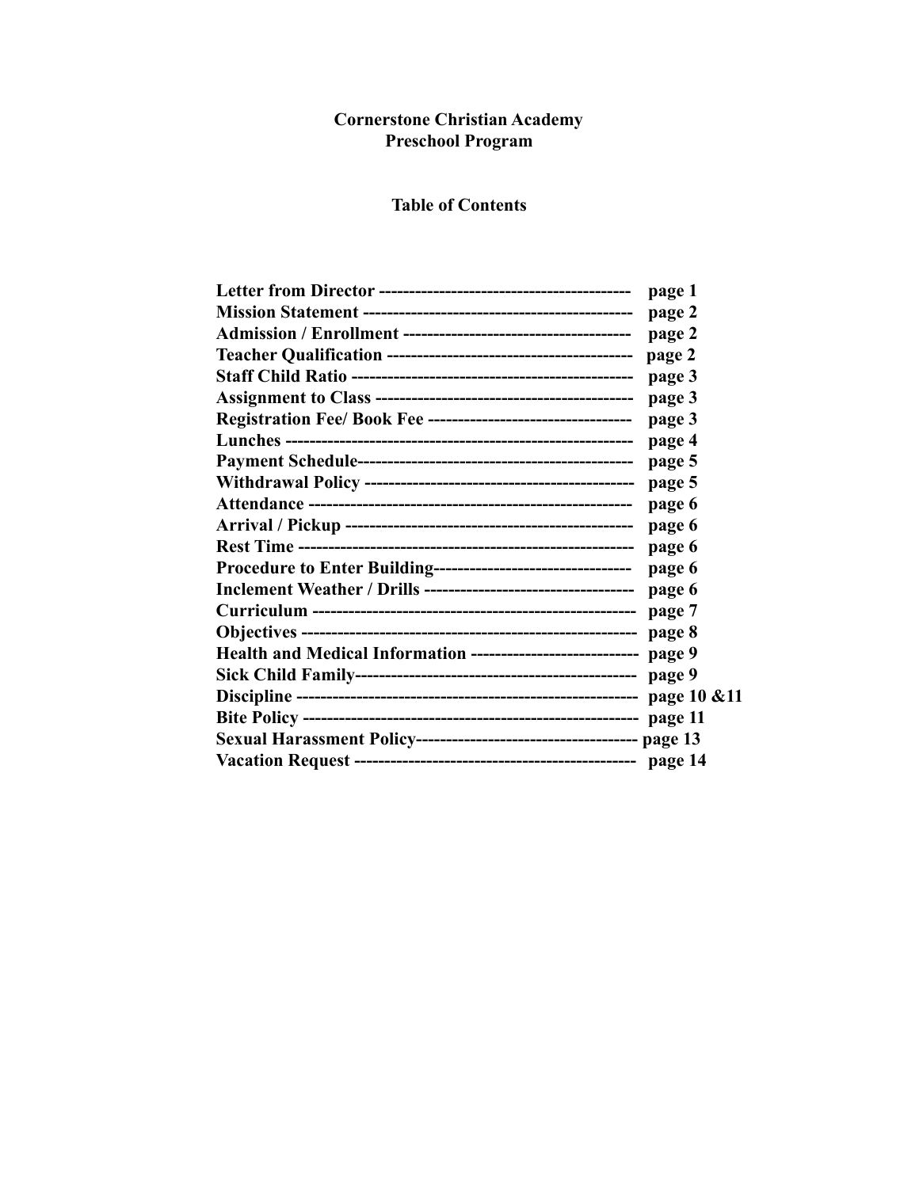**Cornerstone Christian Academy**
**Preschool Program**

## Table of Contents

| | |
|---|---|
| **Letter from Director** | **page 1** |
| **Mission Statement** | **page 2** |
| **Admission / Enrollment** | **page 2** |
| **Teacher Qualification** | **page 2** |
| **Staff Child Ratio** | **page 3** |
| **Assignment to Class** | **page 3** |
| **Registration Fee/ Book Fee** | **page 3** |
| **Lunches** | **page 4** |
| **Payment Schedule** | **page 5** |
| **Withdrawal Policy** | **page 5** |
| **Attendance** | **page 6** |
| **Arrival / Pickup** | **page 6** |
| **Rest Time** | **page 6** |
| **Procedure to Enter Building** | **page 6** |
| **Inclement Weather / Drills** | **page 6** |
| **Curriculum** | **page 7** |
| **Objectives** | **page 8** |
| **Health and Medical Information** | **page 9** |
| **Sick Child Family** | **page 9** |
| **Discipline** | **page 10 &11** |
| **Bite Policy** | **page 11** |
| **Sexual Harassment Policy** | **page 13** |
| **Vacation Request** | **page 14** |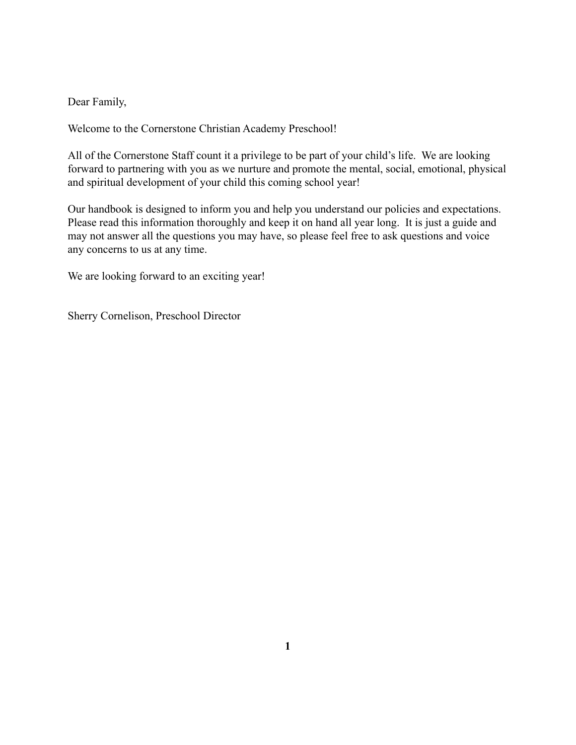Dear Family,

Welcome to the Cornerstone Christian Academy Preschool!

All of the Cornerstone Staff count it a privilege to be part of your child's life. We are looking forward to partnering with you as we nurture and promote the mental, social, emotional, physical and spiritual development of your child this coming school year!

Our handbook is designed to inform you and help you understand our policies and expectations. Please read this information thoroughly and keep it on hand all year long. It is just a guide and may not answer all the questions you may have, so please feel free to ask questions and voice any concerns to us at any time.

We are looking forward to an exciting year!

Sherry Cornelison, Preschool Director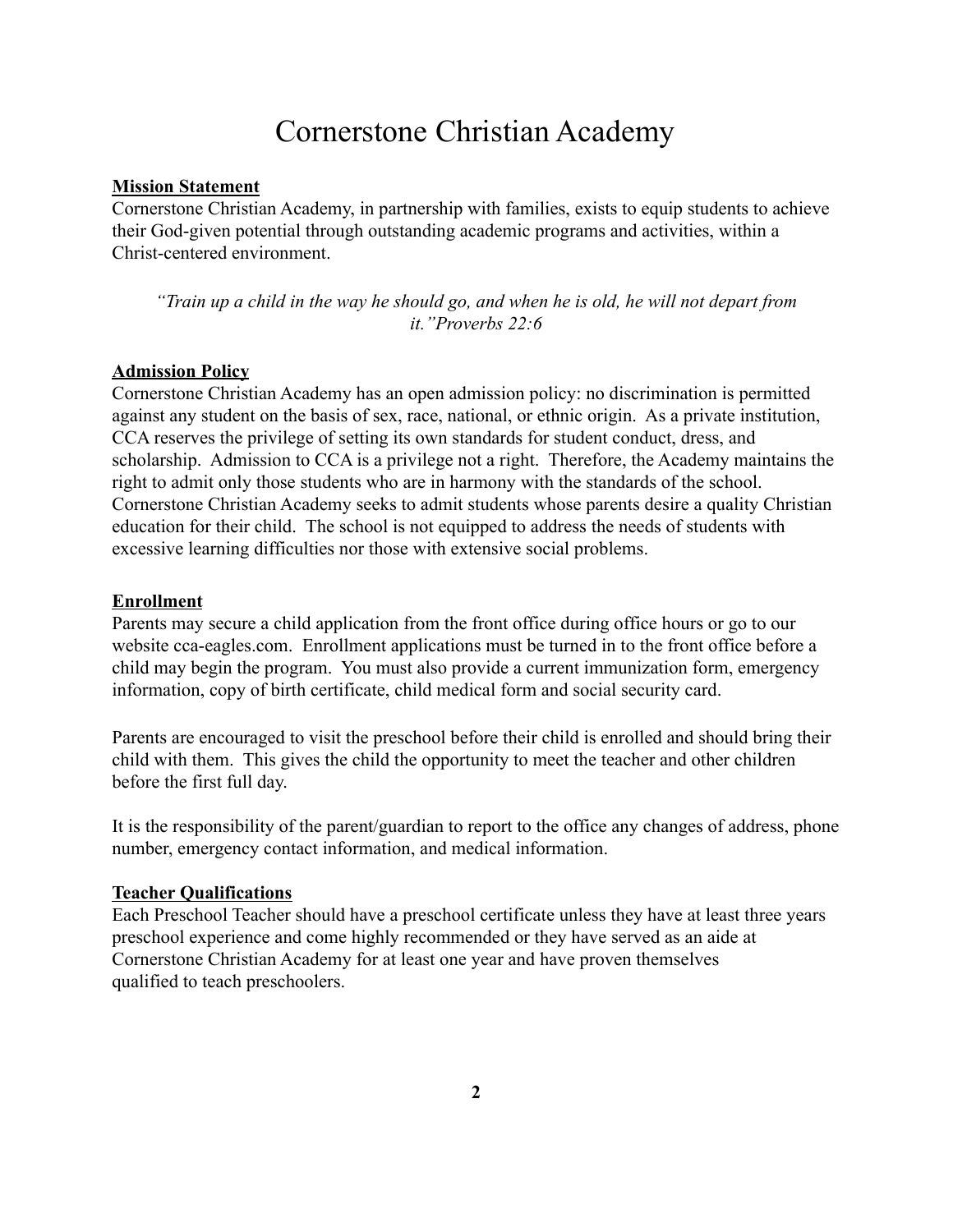# Cornerstone Christian Academy

**Mission Statement**

Cornerstone Christian Academy, in partnership with families, exists to equip students to achieve their God-given potential through outstanding academic programs and activities, within a Christ-centered environment.

*"Train up a child in the way he should go, and when he is old, he will not depart from it."Proverbs 22:6*

**Admission Policy**

Cornerstone Christian Academy has an open admission policy: no discrimination is permitted against any student on the basis of sex, race, national, or ethnic origin. As a private institution, CCA reserves the privilege of setting its own standards for student conduct, dress, and scholarship. Admission to CCA is a privilege not a right. Therefore, the Academy maintains the right to admit only those students who are in harmony with the standards of the school. Cornerstone Christian Academy seeks to admit students whose parents desire a quality Christian education for their child. The school is not equipped to address the needs of students with excessive learning difficulties nor those with extensive social problems.

**Enrollment**

Parents may secure a child application from the front office during office hours or go to our website cca-eagles.com. Enrollment applications must be turned in to the front office before a child may begin the program. You must also provide a current immunization form, emergency information, copy of birth certificate, child medical form and social security card.

Parents are encouraged to visit the preschool before their child is enrolled and should bring their child with them. This gives the child the opportunity to meet the teacher and other children before the first full day.

It is the responsibility of the parent/guardian to report to the office any changes of address, phone number, emergency contact information, and medical information.

**Teacher Qualifications**

Each Preschool Teacher should have a preschool certificate unless they have at least three years preschool experience and come highly recommended or they have served as an aide at Cornerstone Christian Academy for at least one year and have proven themselves qualified to teach preschoolers.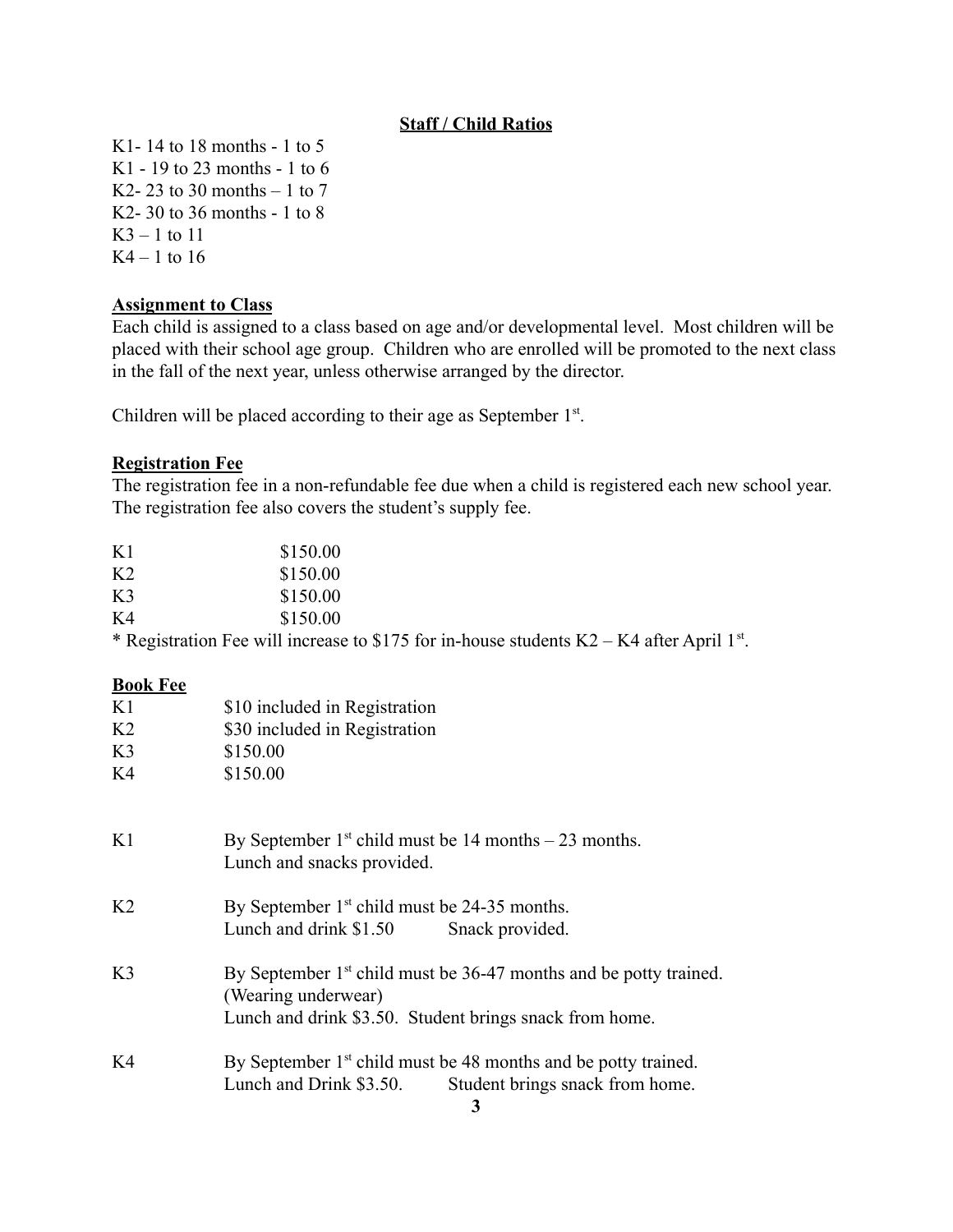## Staff / Child Ratios

K1- 14 to 18 months - 1 to 5
K1 - 19 to 23 months - 1 to 6
K2- 23 to 30 months – 1 to 7
K2- 30 to 36 months - 1 to 8
K3 – 1 to 11
K4 – 1 to 16

## Assignment to Class

Each child is assigned to a class based on age and/or developmental level. Most children will be placed with their school age group. Children who are enrolled will be promoted to the next class in the fall of the next year, unless otherwise arranged by the director.

Children will be placed according to their age as September 1st.

## Registration Fee

The registration fee in a non-refundable fee due when a child is registered each new school year. The registration fee also covers the student's supply fee.

| | |
|---|---|
| K1 | $150.00 |
| K2 | $150.00 |
| K3 | $150.00 |
| K4 | $150.00 |

* Registration Fee will increase to $175 for in-house students K2 – K4 after April 1st.

## Book Fee

| | |
|---|---|
| K1 | $10 included in Registration |
| K2 | $30 included in Registration |
| K3 | $150.00 |
| K4 | $150.00 |

| | |
|---|---|
| K1 | By September 1st child must be 14 months – 23 months. Lunch and snacks provided. |
| K2 | By September 1st child must be 24-35 months. Lunch and drink $1.50 Snack provided. |
| K3 | By September 1st child must be 36-47 months and be potty trained. (Wearing underwear) Lunch and drink $3.50. Student brings snack from home. |
| K4 | By September 1st child must be 48 months and be potty trained. Lunch and Drink $3.50. Student brings snack from home. |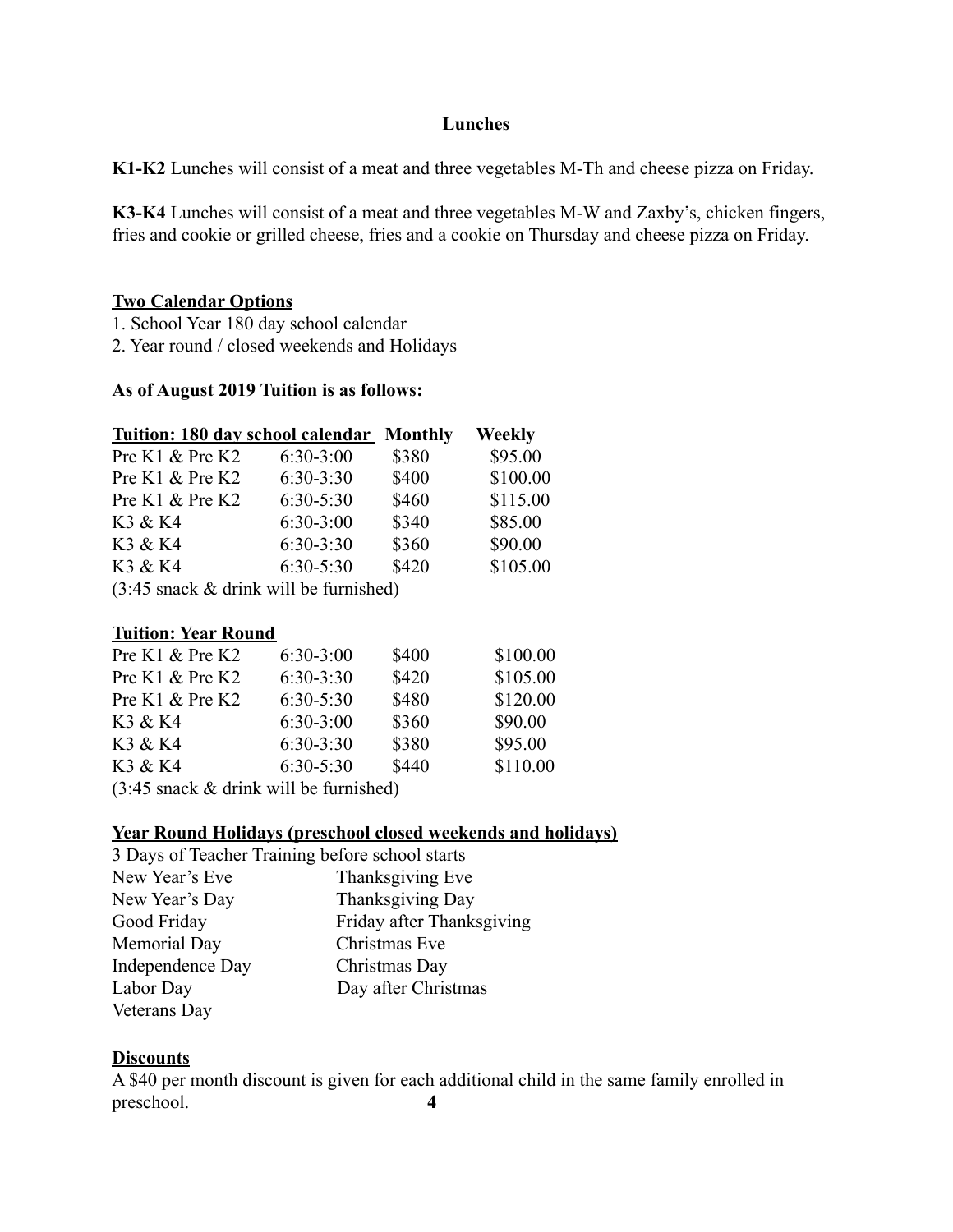## Lunches

**K1-K2** Lunches will consist of a meat and three vegetables M-Th and cheese pizza on Friday.

**K3-K4** Lunches will consist of a meat and three vegetables M-W and Zaxby's, chicken fingers, fries and cookie or grilled cheese, fries and a cookie on Thursday and cheese pizza on Friday.

### Two Calendar Options

1. School Year 180 day school calendar
2. Year round / closed weekends and Holidays

**As of August 2019 Tuition is as follows:**

| Tuition: 180 day school calendar | | Monthly | Weekly |
|---|---|---|---|
| Pre K1 & Pre K2 | 6:30-3:00 | $380 | $95.00 |
| Pre K1 & Pre K2 | 6:30-3:30 | $400 | $100.00 |
| Pre K1 & Pre K2 | 6:30-5:30 | $460 | $115.00 |
| K3 & K4 | 6:30-3:00 | $340 | $85.00 |
| K3 & K4 | 6:30-3:30 | $360 | $90.00 |
| K3 & K4 | 6:30-5:30 | $420 | $105.00 |

(3:45 snack & drink will be furnished)

| Tuition: Year Round | | | |
|---|---|---|---|
| Pre K1 & Pre K2 | 6:30-3:00 | $400 | $100.00 |
| Pre K1 & Pre K2 | 6:30-3:30 | $420 | $105.00 |
| Pre K1 & Pre K2 | 6:30-5:30 | $480 | $120.00 |
| K3 & K4 | 6:30-3:00 | $360 | $90.00 |
| K3 & K4 | 6:30-3:30 | $380 | $95.00 |
| K3 & K4 | 6:30-5:30 | $440 | $110.00 |

(3:45 snack & drink will be furnished)

### Year Round Holidays (preschool closed weekends and holidays)

3 Days of Teacher Training before school starts

| | |
|---|---|
| New Year's Eve | Thanksgiving Eve |
| New Year's Day | Thanksgiving Day |
| Good Friday | Friday after Thanksgiving |
| Memorial Day | Christmas Eve |
| Independence Day | Christmas Day |
| Labor Day | Day after Christmas |
| Veterans Day | |

### Discounts

A $40 per month discount is given for each additional child in the same family enrolled in preschool.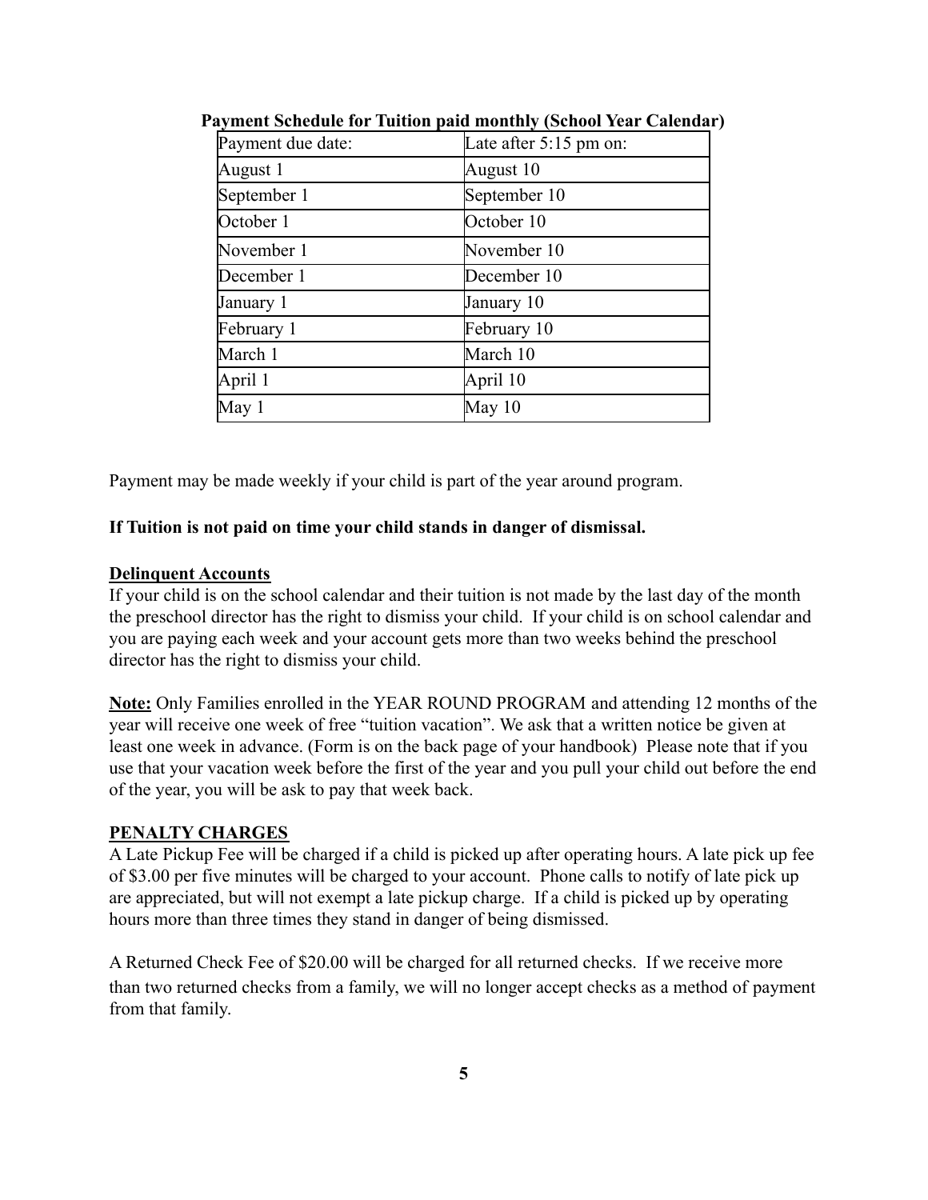**Payment Schedule for Tuition paid monthly (School Year Calendar)**

| Payment due date: | Late after 5:15 pm on: |
| --- | --- |
| August 1 | August 10 |
| September 1 | September 10 |
| October 1 | October 10 |
| November 1 | November 10 |
| December 1 | December 10 |
| January 1 | January 10 |
| February 1 | February 10 |
| March 1 | March 10 |
| April 1 | April 10 |
| May 1 | May 10 |

Payment may be made weekly if your child is part of the year around program.

**If Tuition is not paid on time your child stands in danger of dismissal.**

**Delinquent Accounts**

If your child is on the school calendar and their tuition is not made by the last day of the month the preschool director has the right to dismiss your child. If your child is on school calendar and you are paying each week and your account gets more than two weeks behind the preschool director has the right to dismiss your child.

**Note:** Only Families enrolled in the YEAR ROUND PROGRAM and attending 12 months of the year will receive one week of free "tuition vacation". We ask that a written notice be given at least one week in advance. (Form is on the back page of your handbook) Please note that if you use that your vacation week before the first of the year and you pull your child out before the end of the year, you will be ask to pay that week back.

**PENALTY CHARGES**

A Late Pickup Fee will be charged if a child is picked up after operating hours. A late pick up fee of $3.00 per five minutes will be charged to your account. Phone calls to notify of late pick up are appreciated, but will not exempt a late pickup charge. If a child is picked up by operating hours more than three times they stand in danger of being dismissed.

A Returned Check Fee of $20.00 will be charged for all returned checks. If we receive more than two returned checks from a family, we will no longer accept checks as a method of payment from that family.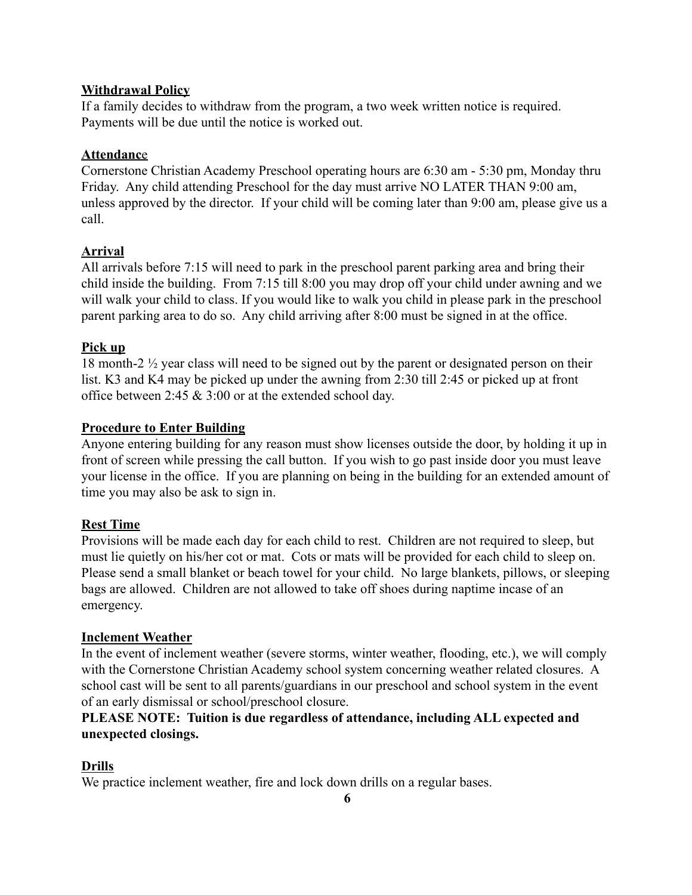**Withdrawal Policy**

If a family decides to withdraw from the program, a two week written notice is required. Payments will be due until the notice is worked out.

**Attendance**

Cornerstone Christian Academy Preschool operating hours are 6:30 am - 5:30 pm, Monday thru Friday. Any child attending Preschool for the day must arrive NO LATER THAN 9:00 am, unless approved by the director. If your child will be coming later than 9:00 am, please give us a call.

**Arrival**

All arrivals before 7:15 will need to park in the preschool parent parking area and bring their child inside the building. From 7:15 till 8:00 you may drop off your child under awning and we will walk your child to class. If you would like to walk you child in please park in the preschool parent parking area to do so. Any child arriving after 8:00 must be signed in at the office.

**Pick up**

18 month-2 ½ year class will need to be signed out by the parent or designated person on their list. K3 and K4 may be picked up under the awning from 2:30 till 2:45 or picked up at front office between 2:45 & 3:00 or at the extended school day.

**Procedure to Enter Building**

Anyone entering building for any reason must show licenses outside the door, by holding it up in front of screen while pressing the call button. If you wish to go past inside door you must leave your license in the office. If you are planning on being in the building for an extended amount of time you may also be ask to sign in.

**Rest Time**

Provisions will be made each day for each child to rest. Children are not required to sleep, but must lie quietly on his/her cot or mat. Cots or mats will be provided for each child to sleep on. Please send a small blanket or beach towel for your child. No large blankets, pillows, or sleeping bags are allowed. Children are not allowed to take off shoes during naptime incase of an emergency.

**Inclement Weather**

In the event of inclement weather (severe storms, winter weather, flooding, etc.), we will comply with the Cornerstone Christian Academy school system concerning weather related closures. A school cast will be sent to all parents/guardians in our preschool and school system in the event of an early dismissal or school/preschool closure.

**PLEASE NOTE: Tuition is due regardless of attendance, including ALL expected and unexpected closings.**

**Drills**

We practice inclement weather, fire and lock down drills on a regular bases.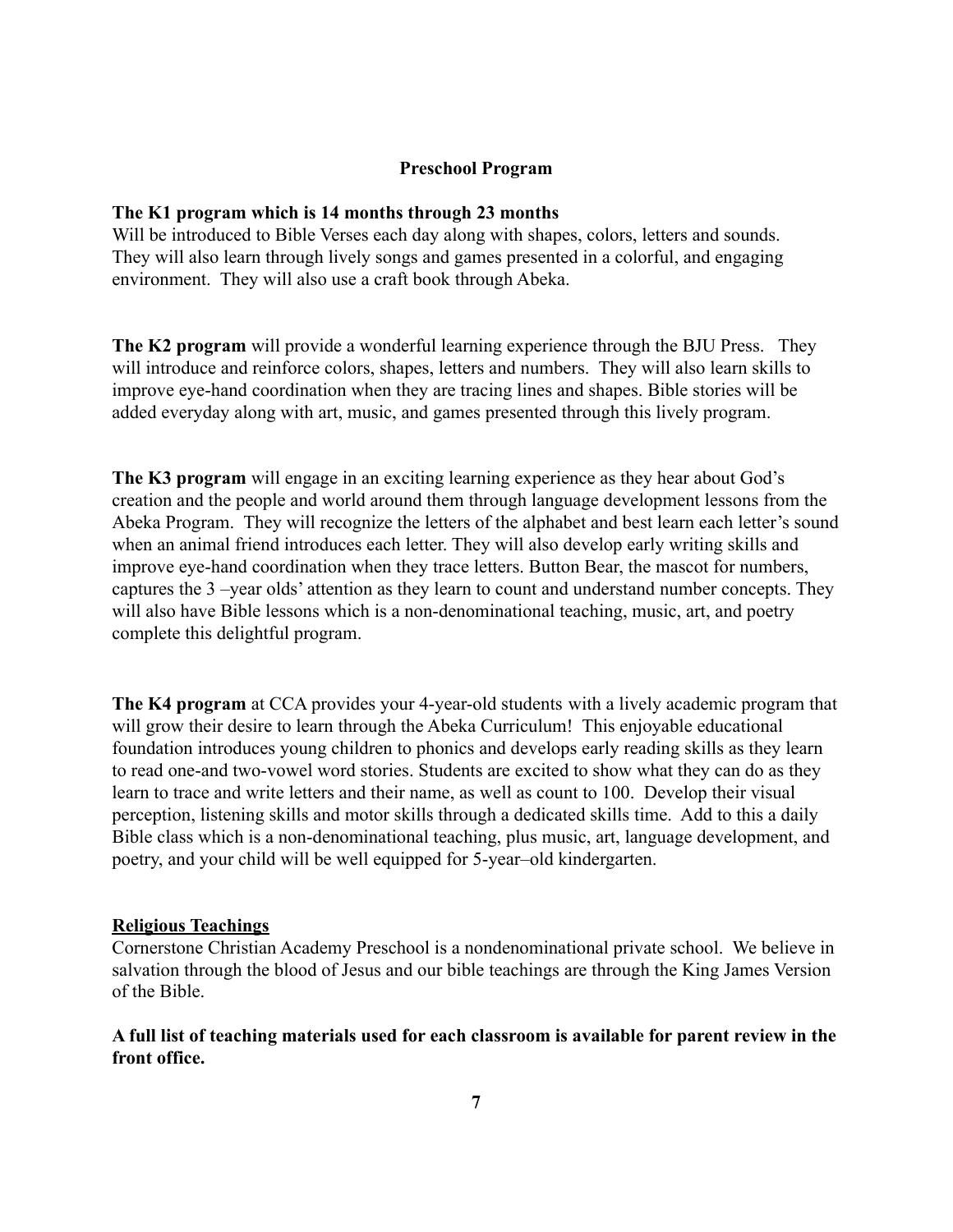## Preschool Program

**The K1 program which is 14 months through 23 months**
Will be introduced to Bible Verses each day along with shapes, colors, letters and sounds. They will also learn through lively songs and games presented in a colorful, and engaging environment. They will also use a craft book through Abeka.

**The K2 program** will provide a wonderful learning experience through the BJU Press. They will introduce and reinforce colors, shapes, letters and numbers. They will also learn skills to improve eye-hand coordination when they are tracing lines and shapes. Bible stories will be added everyday along with art, music, and games presented through this lively program.

**The K3 program** will engage in an exciting learning experience as they hear about God's creation and the people and world around them through language development lessons from the Abeka Program. They will recognize the letters of the alphabet and best learn each letter's sound when an animal friend introduces each letter. They will also develop early writing skills and improve eye-hand coordination when they trace letters. Button Bear, the mascot for numbers, captures the 3 –year olds' attention as they learn to count and understand number concepts. They will also have Bible lessons which is a non-denominational teaching, music, art, and poetry complete this delightful program.

**The K4 program** at CCA provides your 4-year-old students with a lively academic program that will grow their desire to learn through the Abeka Curriculum! This enjoyable educational foundation introduces young children to phonics and develops early reading skills as they learn to read one-and two-vowel word stories. Students are excited to show what they can do as they learn to trace and write letters and their name, as well as count to 100. Develop their visual perception, listening skills and motor skills through a dedicated skills time. Add to this a daily Bible class which is a non-denominational teaching, plus music, art, language development, and poetry, and your child will be well equipped for 5-year–old kindergarten.

**<u>Religious Teachings</u>**
Cornerstone Christian Academy Preschool is a nondenominational private school. We believe in salvation through the blood of Jesus and our bible teachings are through the King James Version of the Bible.

**A full list of teaching materials used for each classroom is available for parent review in the front office.**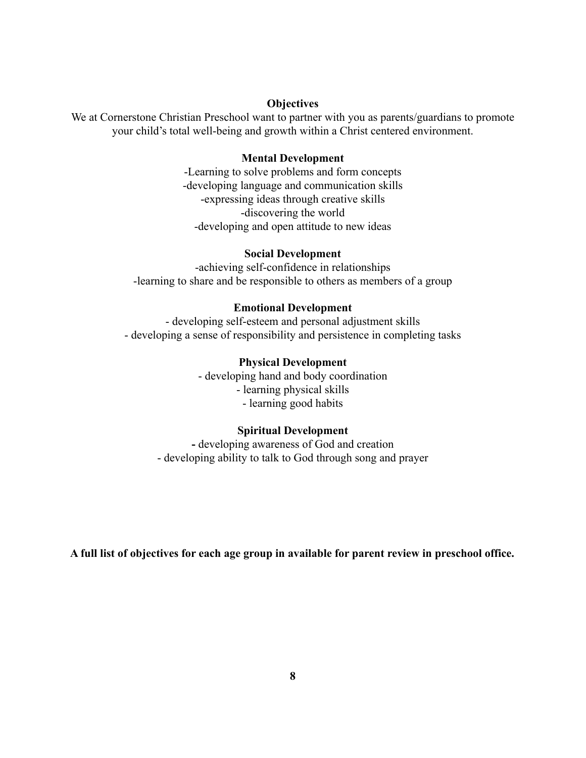## Objectives

We at Cornerstone Christian Preschool want to partner with you as parents/guardians to promote your child's total well-being and growth within a Christ centered environment.

### Mental Development

-Learning to solve problems and form concepts
-developing language and communication skills
-expressing ideas through creative skills
-discovering the world
-developing and open attitude to new ideas

### Social Development

-achieving self-confidence in relationships
-learning to share and be responsible to others as members of a group

### Emotional Development

- developing self-esteem and personal adjustment skills
- developing a sense of responsibility and persistence in completing tasks

### Physical Development

- developing hand and body coordination
- learning physical skills
- learning good habits

### Spiritual Development

- developing awareness of God and creation
- developing ability to talk to God through song and prayer

**A full list of objectives for each age group in available for parent review in preschool office.**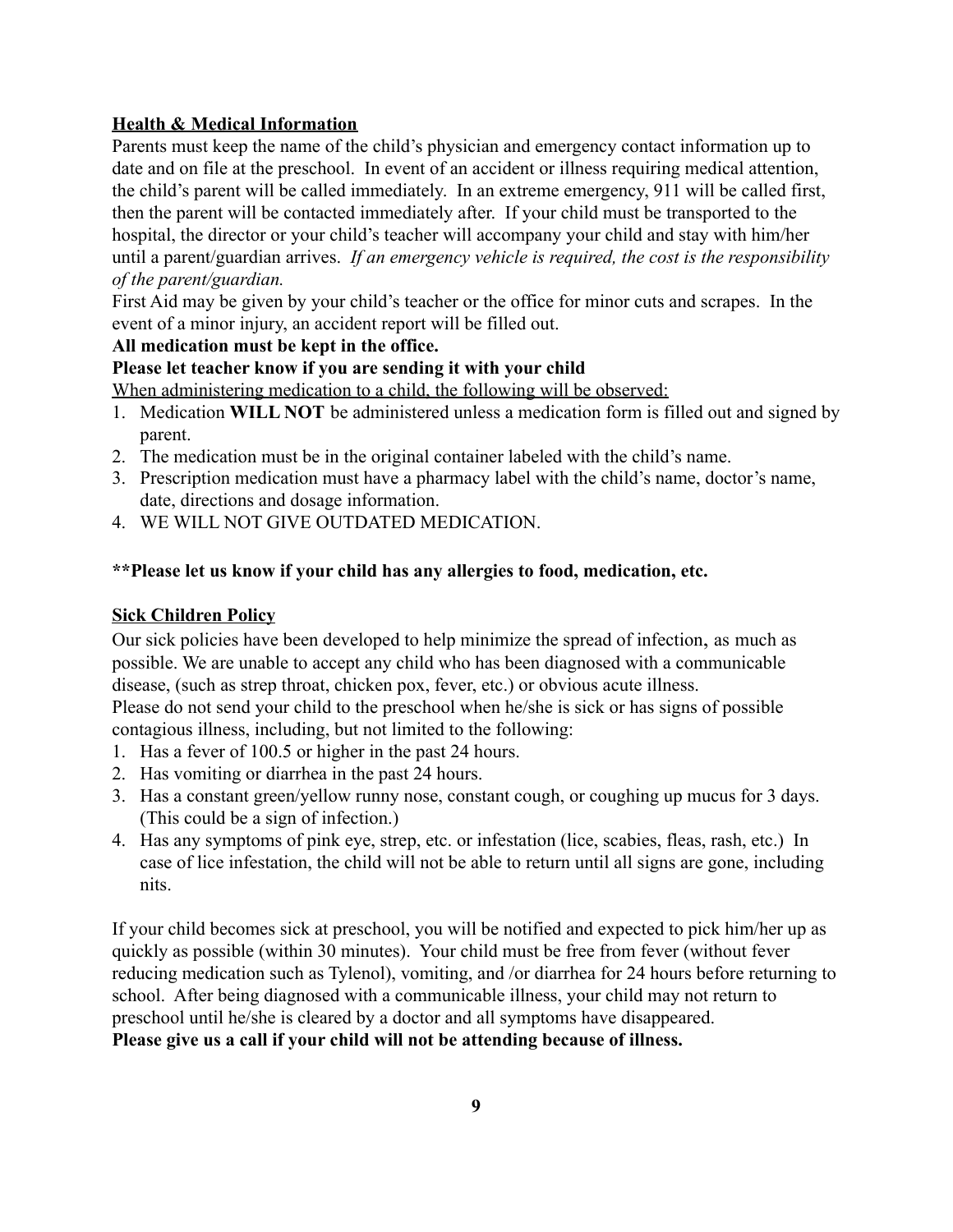## Health & Medical Information

Parents must keep the name of the child's physician and emergency contact information up to date and on file at the preschool. In event of an accident or illness requiring medical attention, the child's parent will be called immediately. In an extreme emergency, 911 will be called first, then the parent will be contacted immediately after. If your child must be transported to the hospital, the director or your child's teacher will accompany your child and stay with him/her until a parent/guardian arrives. *If an emergency vehicle is required, the cost is the responsibility of the parent/guardian.*

First Aid may be given by your child's teacher or the office for minor cuts and scrapes. In the event of a minor injury, an accident report will be filled out.

**All medication must be kept in the office.**

**Please let teacher know if you are sending it with your child**

When administering medication to a child, the following will be observed:

1. Medication **WILL NOT** be administered unless a medication form is filled out and signed by parent.
2. The medication must be in the original container labeled with the child's name.
3. Prescription medication must have a pharmacy label with the child's name, doctor's name, date, directions and dosage information.
4. WE WILL NOT GIVE OUTDATED MEDICATION.

****Please let us know if your child has any allergies to food, medication, etc.**

## Sick Children Policy

Our sick policies have been developed to help minimize the spread of infection, as much as possible. We are unable to accept any child who has been diagnosed with a communicable disease, (such as strep throat, chicken pox, fever, etc.) or obvious acute illness.

Please do not send your child to the preschool when he/she is sick or has signs of possible contagious illness, including, but not limited to the following:

1. Has a fever of 100.5 or higher in the past 24 hours.
2. Has vomiting or diarrhea in the past 24 hours.
3. Has a constant green/yellow runny nose, constant cough, or coughing up mucus for 3 days. (This could be a sign of infection.)
4. Has any symptoms of pink eye, strep, etc. or infestation (lice, scabies, fleas, rash, etc.) In case of lice infestation, the child will not be able to return until all signs are gone, including nits.

If your child becomes sick at preschool, you will be notified and expected to pick him/her up as quickly as possible (within 30 minutes). Your child must be free from fever (without fever reducing medication such as Tylenol), vomiting, and /or diarrhea for 24 hours before returning to school. After being diagnosed with a communicable illness, your child may not return to preschool until he/she is cleared by a doctor and all symptoms have disappeared.

**Please give us a call if your child will not be attending because of illness.**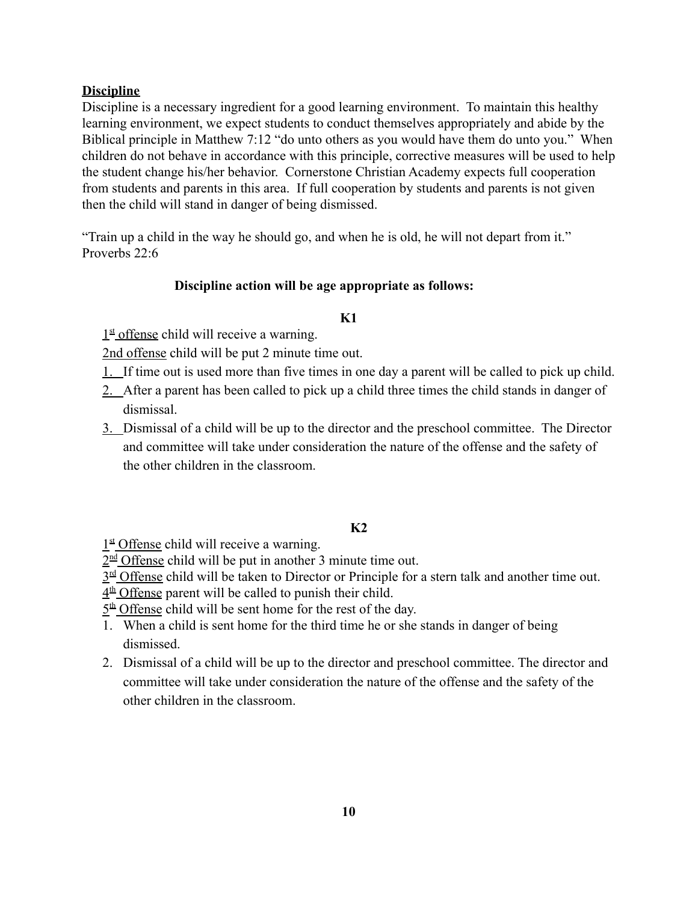**<u>Discipline</u>**

Discipline is a necessary ingredient for a good learning environment. To maintain this healthy learning environment, we expect students to conduct themselves appropriately and abide by the Biblical principle in Matthew 7:12 "do unto others as you would have them do unto you." When children do not behave in accordance with this principle, corrective measures will be used to help the student change his/her behavior. Cornerstone Christian Academy expects full cooperation from students and parents in this area. If full cooperation by students and parents is not given then the child will stand in danger of being dismissed.

"Train up a child in the way he should go, and when he is old, he will not depart from it." Proverbs 22:6

**Discipline action will be age appropriate as follows:**

**K1**

<u>1st offense</u> child will receive a warning.

<u>2nd offense</u> child will be put 2 minute time out.

1. If time out is used more than five times in one day a parent will be called to pick up child.
2. After a parent has been called to pick up a child three times the child stands in danger of dismissal.
3. Dismissal of a child will be up to the director and the preschool committee. The Director and committee will take under consideration the nature of the offense and the safety of the other children in the classroom.

**K2**

<u>1st Offense</u> child will receive a warning.

<u>2nd Offense</u> child will be put in another 3 minute time out.

<u>3rd Offense</u> child will be taken to Director or Principle for a stern talk and another time out.

<u>4th Offense</u> parent will be called to punish their child.

<u>5th Offense</u> child will be sent home for the rest of the day.

1. When a child is sent home for the third time he or she stands in danger of being dismissed.
2. Dismissal of a child will be up to the director and preschool committee. The director and committee will take under consideration the nature of the offense and the safety of the other children in the classroom.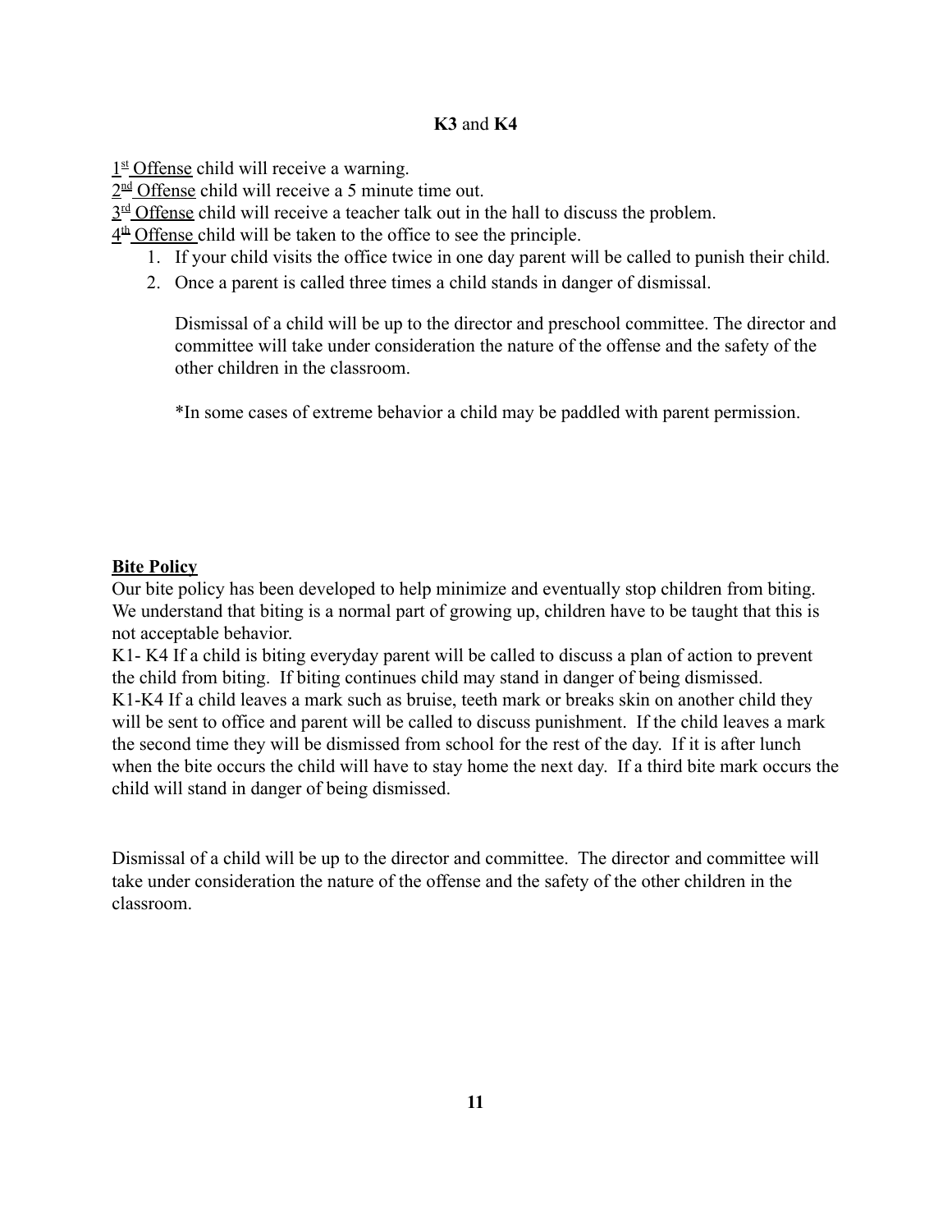**K3** and **K4**

1st Offense child will receive a warning.
2nd Offense child will receive a 5 minute time out.
3rd Offense child will receive a teacher talk out in the hall to discuss the problem.
4th Offense child will be taken to the office to see the principle.

1. If your child visits the office twice in one day parent will be called to punish their child.
2. Once a parent is called three times a child stands in danger of dismissal.

   Dismissal of a child will be up to the director and preschool committee. The director and committee will take under consideration the nature of the offense and the safety of the other children in the classroom.

   *In some cases of extreme behavior a child may be paddled with parent permission.

**Bite Policy**

Our bite policy has been developed to help minimize and eventually stop children from biting. We understand that biting is a normal part of growing up, children have to be taught that this is not acceptable behavior.
K1- K4 If a child is biting everyday parent will be called to discuss a plan of action to prevent the child from biting. If biting continues child may stand in danger of being dismissed.
K1-K4 If a child leaves a mark such as bruise, teeth mark or breaks skin on another child they will be sent to office and parent will be called to discuss punishment. If the child leaves a mark the second time they will be dismissed from school for the rest of the day. If it is after lunch when the bite occurs the child will have to stay home the next day. If a third bite mark occurs the child will stand in danger of being dismissed.

Dismissal of a child will be up to the director and committee. The director and committee will take under consideration the nature of the offense and the safety of the other children in the classroom.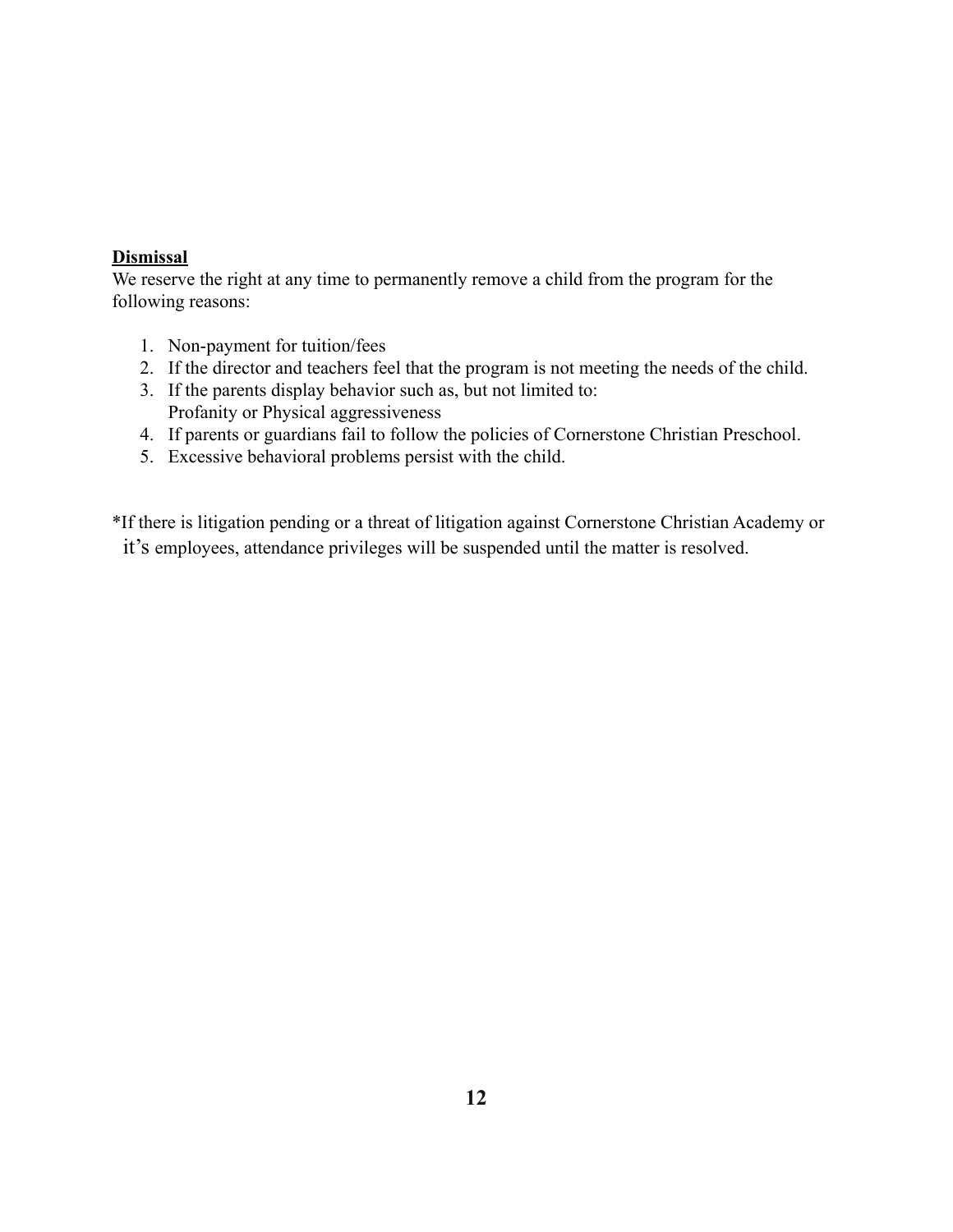**<u>Dismissal</u>**

We reserve the right at any time to permanently remove a child from the program for the following reasons:

1. Non-payment for tuition/fees
2. If the director and teachers feel that the program is not meeting the needs of the child.
3. If the parents display behavior such as, but not limited to:
   Profanity or Physical aggressiveness
4. If parents or guardians fail to follow the policies of Cornerstone Christian Preschool.
5. Excessive behavioral problems persist with the child.

*If there is litigation pending or a threat of litigation against Cornerstone Christian Academy or it's employees, attendance privileges will be suspended until the matter is resolved.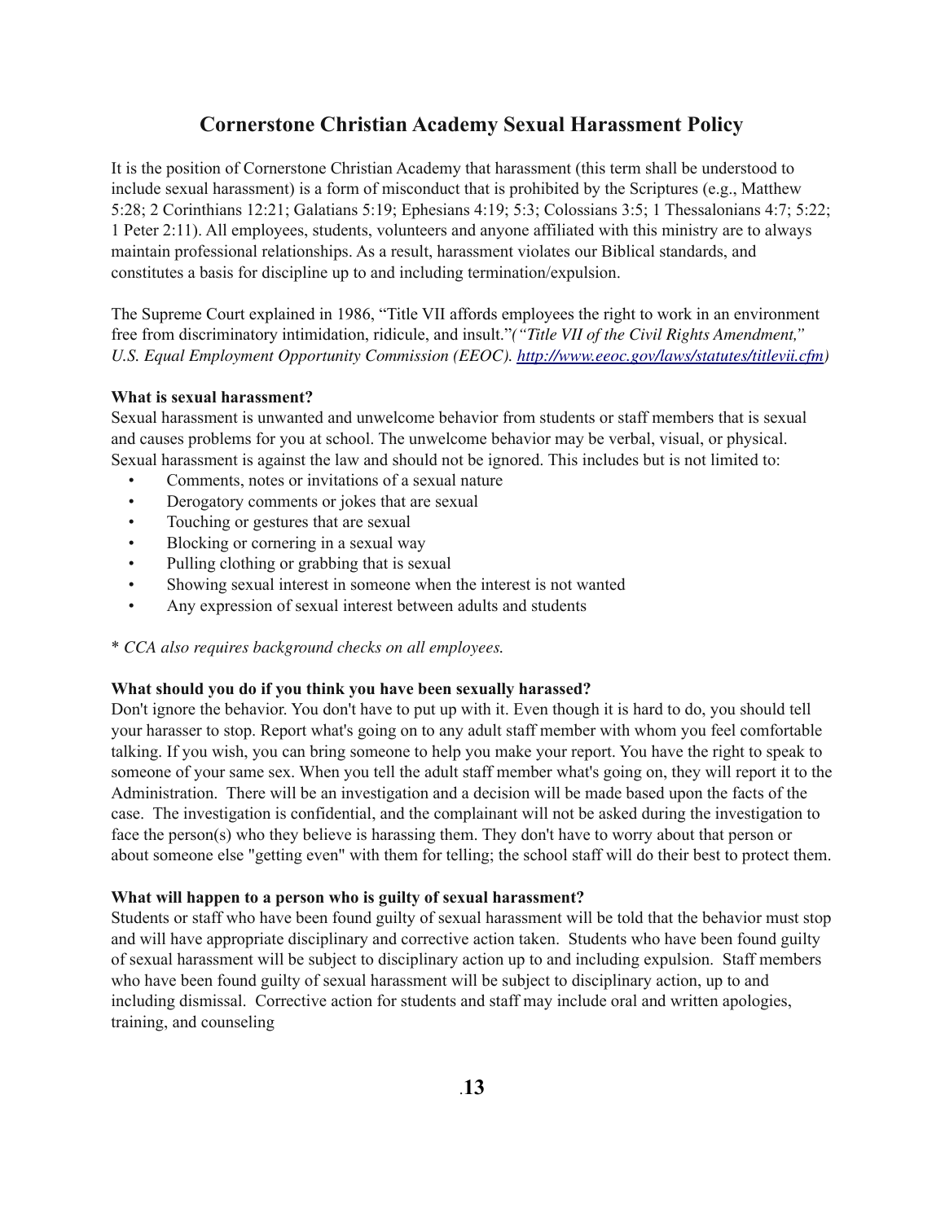# Cornerstone Christian Academy Sexual Harassment Policy

It is the position of Cornerstone Christian Academy that harassment (this term shall be understood to include sexual harassment) is a form of misconduct that is prohibited by the Scriptures (e.g., Matthew 5:28; 2 Corinthians 12:21; Galatians 5:19; Ephesians 4:19; 5:3; Colossians 3:5; 1 Thessalonians 4:7; 5:22; 1 Peter 2:11). All employees, students, volunteers and anyone affiliated with this ministry are to always maintain professional relationships. As a result, harassment violates our Biblical standards, and constitutes a basis for discipline up to and including termination/expulsion.

The Supreme Court explained in 1986, "Title VII affords employees the right to work in an environment free from discriminatory intimidation, ridicule, and insult."*("Title VII of the Civil Rights Amendment," U.S. Equal Employment Opportunity Commission (EEOC). [http://www.eeoc.gov/laws/statutes/titlevii.cfm](http://www.eeoc.gov/laws/statutes/titlevii.cfm))*

**What is sexual harassment?**
Sexual harassment is unwanted and unwelcome behavior from students or staff members that is sexual and causes problems for you at school. The unwelcome behavior may be verbal, visual, or physical. Sexual harassment is against the law and should not be ignored. This includes but is not limited to:

- Comments, notes or invitations of a sexual nature
- Derogatory comments or jokes that are sexual
- Touching or gestures that are sexual
- Blocking or cornering in a sexual way
- Pulling clothing or grabbing that is sexual
- Showing sexual interest in someone when the interest is not wanted
- Any expression of sexual interest between adults and students

\* *CCA also requires background checks on all employees.*

**What should you do if you think you have been sexually harassed?**
Don't ignore the behavior. You don't have to put up with it. Even though it is hard to do, you should tell your harasser to stop. Report what's going on to any adult staff member with whom you feel comfortable talking. If you wish, you can bring someone to help you make your report. You have the right to speak to someone of your same sex. When you tell the adult staff member what's going on, they will report it to the Administration. There will be an investigation and a decision will be made based upon the facts of the case. The investigation is confidential, and the complainant will not be asked during the investigation to face the person(s) who they believe is harassing them. They don't have to worry about that person or about someone else "getting even" with them for telling; the school staff will do their best to protect them.

**What will happen to a person who is guilty of sexual harassment?**
Students or staff who have been found guilty of sexual harassment will be told that the behavior must stop and will have appropriate disciplinary and corrective action taken. Students who have been found guilty of sexual harassment will be subject to disciplinary action up to and including expulsion. Staff members who have been found guilty of sexual harassment will be subject to disciplinary action, up to and including dismissal. Corrective action for students and staff may include oral and written apologies, training, and counseling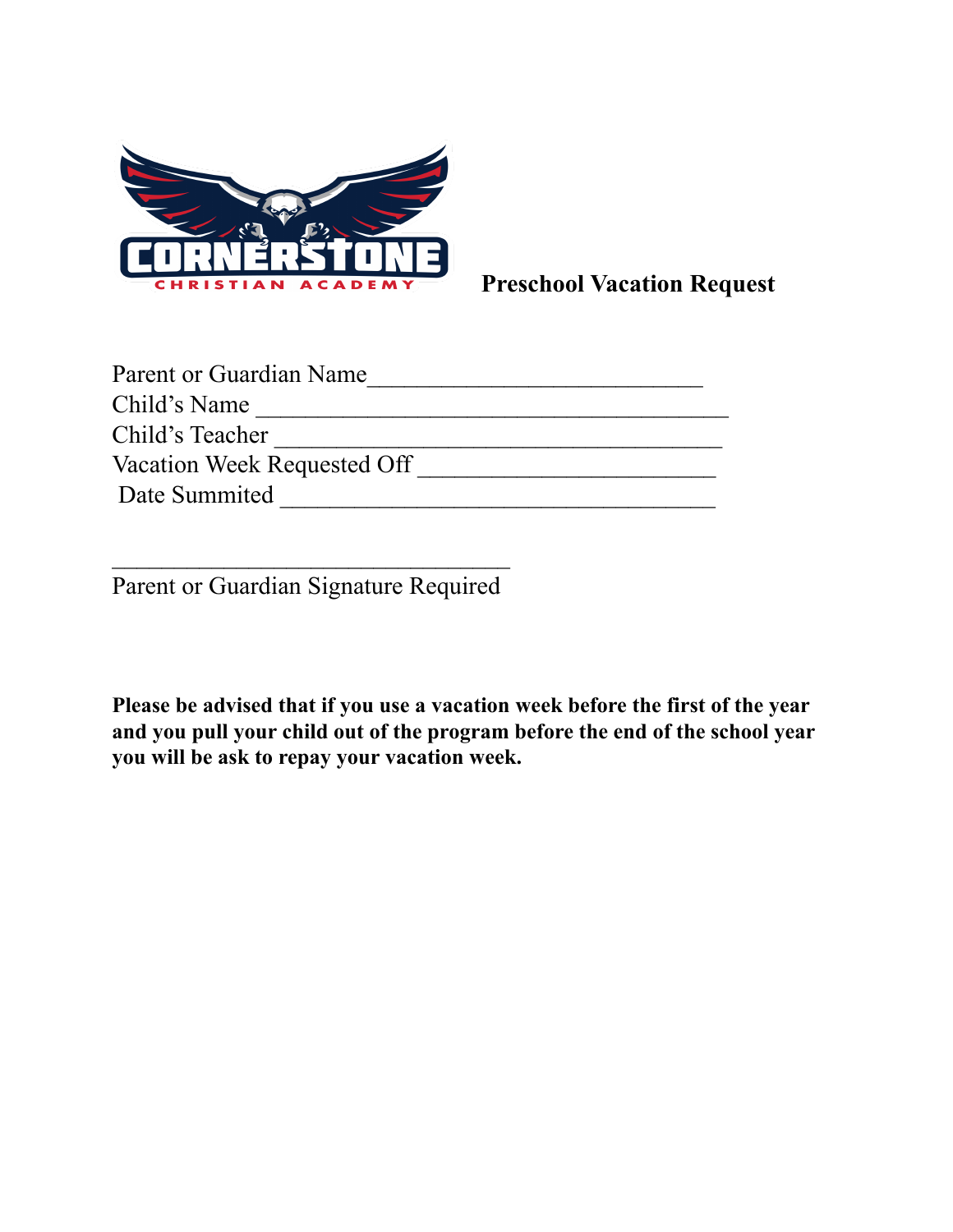CORNERSTONE
CHRISTIAN ACADEMY

**Preschool Vacation Request**

Parent or Guardian Name___________________________

Child's Name ______________________________________

Child's Teacher ____________________________________

Vacation Week Requested Off ________________________

Date Summited ___________________________________

________________________________

Parent or Guardian Signature Required

**Please be advised that if you use a vacation week before the first of the year and you pull your child out of the program before the end of the school year you will be ask to repay your vacation week.**